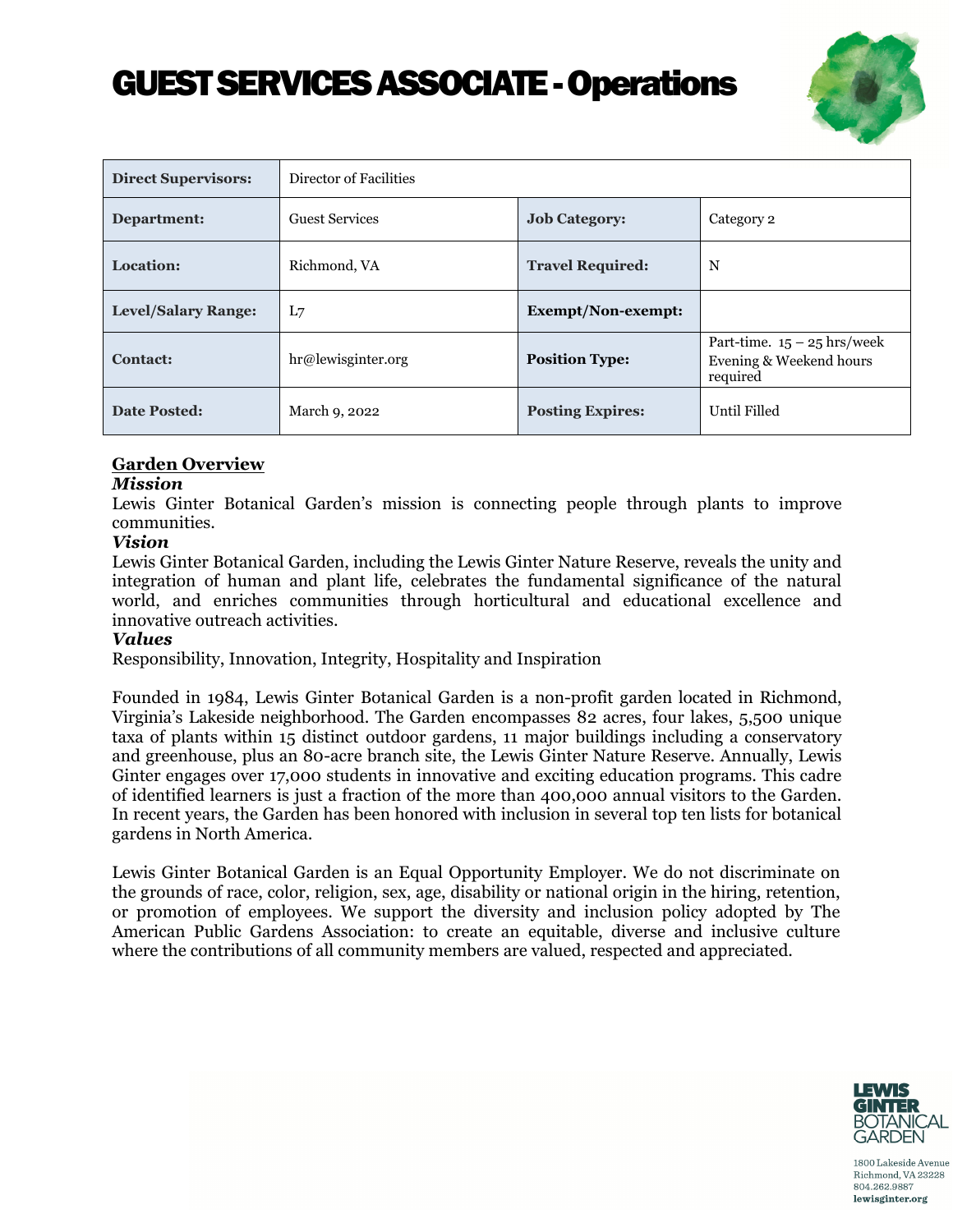# GUEST SERVICES ASSOCIATE - Operations

| **Direct Supervisors:** | Director of Facilities | | |
|---|---|---|---|
| **Department:** | Guest Services | **Job Category:** | Category 2 |
| **Location:** | Richmond, VA | **Travel Required:** | N |
| **Level/Salary Range:** | L7 | **Exempt/Non-exempt:** | |
| **Contact:** | hr@lewisginter.org | **Position Type:** | Part-time. 15 – 25 hrs/week Evening & Weekend hours required |
| **Date Posted:** | March 9, 2022 | **Posting Expires:** | Until Filled |

## Garden Overview

### *Mission*

Lewis Ginter Botanical Garden's mission is connecting people through plants to improve communities.

### *Vision*

Lewis Ginter Botanical Garden, including the Lewis Ginter Nature Reserve, reveals the unity and integration of human and plant life, celebrates the fundamental significance of the natural world, and enriches communities through horticultural and educational excellence and innovative outreach activities.

### *Values*

Responsibility, Innovation, Integrity, Hospitality and Inspiration

Founded in 1984, Lewis Ginter Botanical Garden is a non-profit garden located in Richmond, Virginia's Lakeside neighborhood. The Garden encompasses 82 acres, four lakes, 5,500 unique taxa of plants within 15 distinct outdoor gardens, 11 major buildings including a conservatory and greenhouse, plus an 80-acre branch site, the Lewis Ginter Nature Reserve. Annually, Lewis Ginter engages over 17,000 students in innovative and exciting education programs. This cadre of identified learners is just a fraction of the more than 400,000 annual visitors to the Garden. In recent years, the Garden has been honored with inclusion in several top ten lists for botanical gardens in North America.

Lewis Ginter Botanical Garden is an Equal Opportunity Employer. We do not discriminate on the grounds of race, color, religion, sex, age, disability or national origin in the hiring, retention, or promotion of employees. We support the diversity and inclusion policy adopted by The American Public Gardens Association: to create an equitable, diverse and inclusive culture where the contributions of all community members are valued, respected and appreciated.

LEWIS GINTER BOTANICAL GARDEN
1800 Lakeside Avenue
Richmond, VA 23228
804.262.9887
lewisginter.org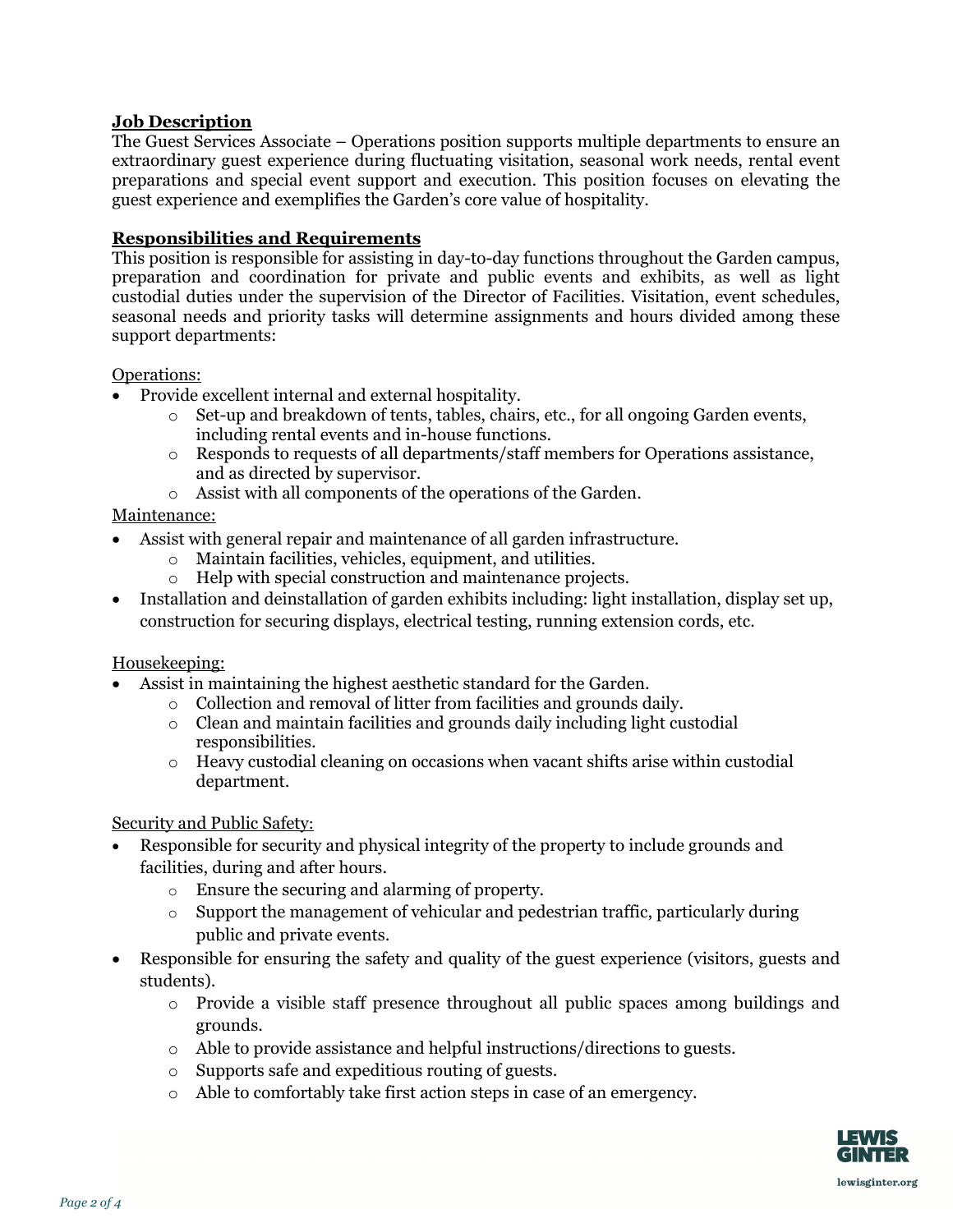## Job Description

The Guest Services Associate – Operations position supports multiple departments to ensure an extraordinary guest experience during fluctuating visitation, seasonal work needs, rental event preparations and special event support and execution. This position focuses on elevating the guest experience and exemplifies the Garden's core value of hospitality.

## Responsibilities and Requirements

This position is responsible for assisting in day-to-day functions throughout the Garden campus, preparation and coordination for private and public events and exhibits, as well as light custodial duties under the supervision of the Director of Facilities. Visitation, event schedules, seasonal needs and priority tasks will determine assignments and hours divided among these support departments:

Operations:

- Provide excellent internal and external hospitality.
  - Set-up and breakdown of tents, tables, chairs, etc., for all ongoing Garden events, including rental events and in-house functions.
  - Responds to requests of all departments/staff members for Operations assistance, and as directed by supervisor.
  - Assist with all components of the operations of the Garden.

Maintenance:

- Assist with general repair and maintenance of all garden infrastructure.
  - Maintain facilities, vehicles, equipment, and utilities.
  - Help with special construction and maintenance projects.
- Installation and deinstallation of garden exhibits including: light installation, display set up, construction for securing displays, electrical testing, running extension cords, etc.

Housekeeping:

- Assist in maintaining the highest aesthetic standard for the Garden.
  - Collection and removal of litter from facilities and grounds daily.
  - Clean and maintain facilities and grounds daily including light custodial responsibilities.
  - Heavy custodial cleaning on occasions when vacant shifts arise within custodial department.

Security and Public Safety:

- Responsible for security and physical integrity of the property to include grounds and facilities, during and after hours.
  - Ensure the securing and alarming of property.
  - Support the management of vehicular and pedestrian traffic, particularly during public and private events.
- Responsible for ensuring the safety and quality of the guest experience (visitors, guests and students).
  - Provide a visible staff presence throughout all public spaces among buildings and grounds.
  - Able to provide assistance and helpful instructions/directions to guests.
  - Supports safe and expeditious routing of guests.
  - Able to comfortably take first action steps in case of an emergency.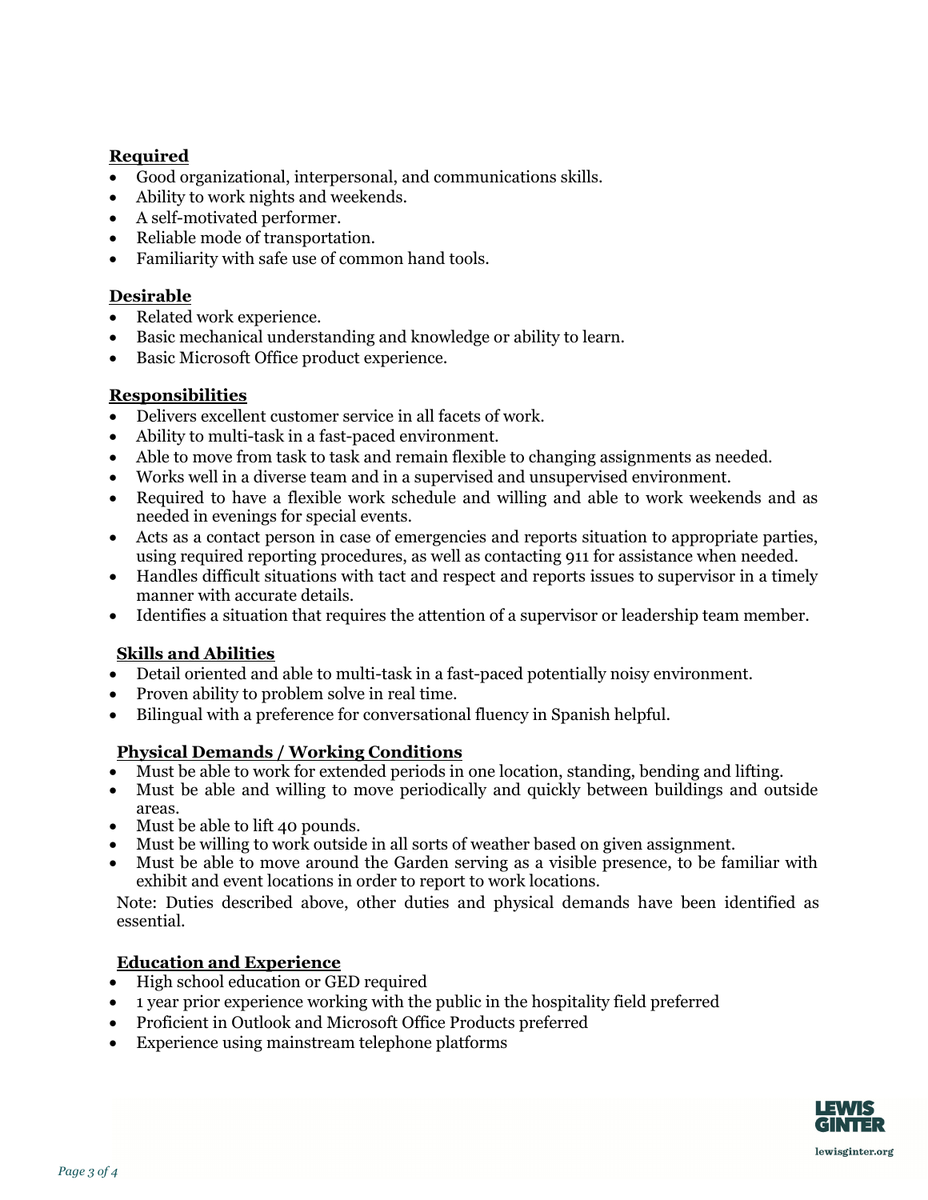**Required**

- Good organizational, interpersonal, and communications skills.
- Ability to work nights and weekends.
- A self-motivated performer.
- Reliable mode of transportation.
- Familiarity with safe use of common hand tools.

**Desirable**

- Related work experience.
- Basic mechanical understanding and knowledge or ability to learn.
- Basic Microsoft Office product experience.

**Responsibilities**

- Delivers excellent customer service in all facets of work.
- Ability to multi-task in a fast-paced environment.
- Able to move from task to task and remain flexible to changing assignments as needed.
- Works well in a diverse team and in a supervised and unsupervised environment.
- Required to have a flexible work schedule and willing and able to work weekends and as needed in evenings for special events.
- Acts as a contact person in case of emergencies and reports situation to appropriate parties, using required reporting procedures, as well as contacting 911 for assistance when needed.
- Handles difficult situations with tact and respect and reports issues to supervisor in a timely manner with accurate details.
- Identifies a situation that requires the attention of a supervisor or leadership team member.

**Skills and Abilities**

- Detail oriented and able to multi-task in a fast-paced potentially noisy environment.
- Proven ability to problem solve in real time.
- Bilingual with a preference for conversational fluency in Spanish helpful.

**Physical Demands / Working Conditions**

- Must be able to work for extended periods in one location, standing, bending and lifting.
- Must be able and willing to move periodically and quickly between buildings and outside areas.
- Must be able to lift 40 pounds.
- Must be willing to work outside in all sorts of weather based on given assignment.
- Must be able to move around the Garden serving as a visible presence, to be familiar with exhibit and event locations in order to report to work locations.

Note: Duties described above, other duties and physical demands have been identified as essential.

**Education and Experience**

- High school education or GED required
- 1 year prior experience working with the public in the hospitality field preferred
- Proficient in Outlook and Microsoft Office Products preferred
- Experience using mainstream telephone platforms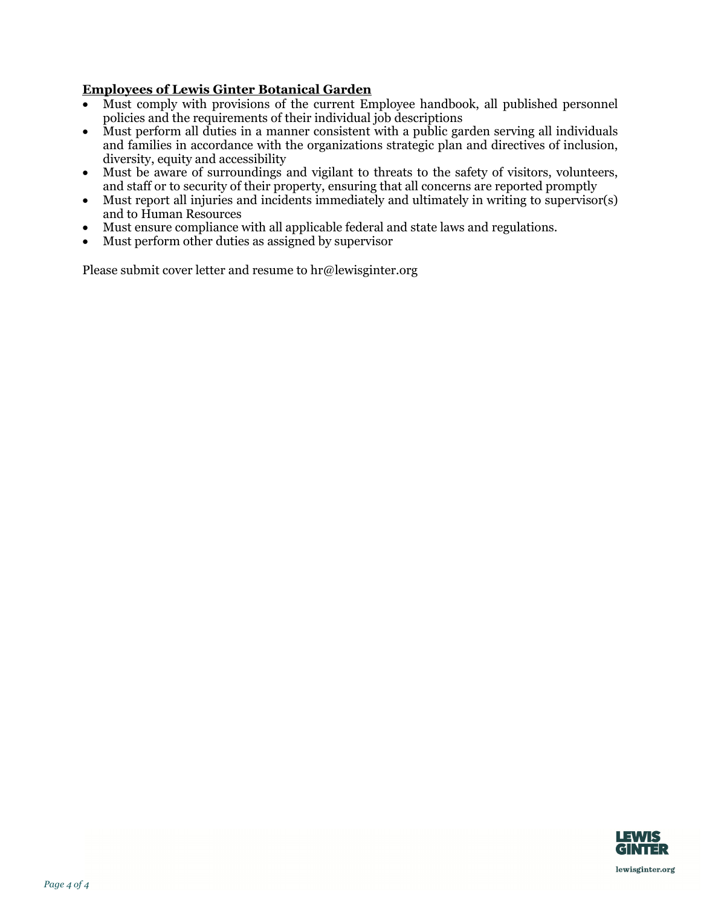**Employees of Lewis Ginter Botanical Garden**

- Must comply with provisions of the current Employee handbook, all published personnel policies and the requirements of their individual job descriptions
- Must perform all duties in a manner consistent with a public garden serving all individuals and families in accordance with the organizations strategic plan and directives of inclusion, diversity, equity and accessibility
- Must be aware of surroundings and vigilant to threats to the safety of visitors, volunteers, and staff or to security of their property, ensuring that all concerns are reported promptly
- Must report all injuries and incidents immediately and ultimately in writing to supervisor(s) and to Human Resources
- Must ensure compliance with all applicable federal and state laws and regulations.
- Must perform other duties as assigned by supervisor

Please submit cover letter and resume to hr@lewisginter.org

LEWIS GINTER

lewisginter.org